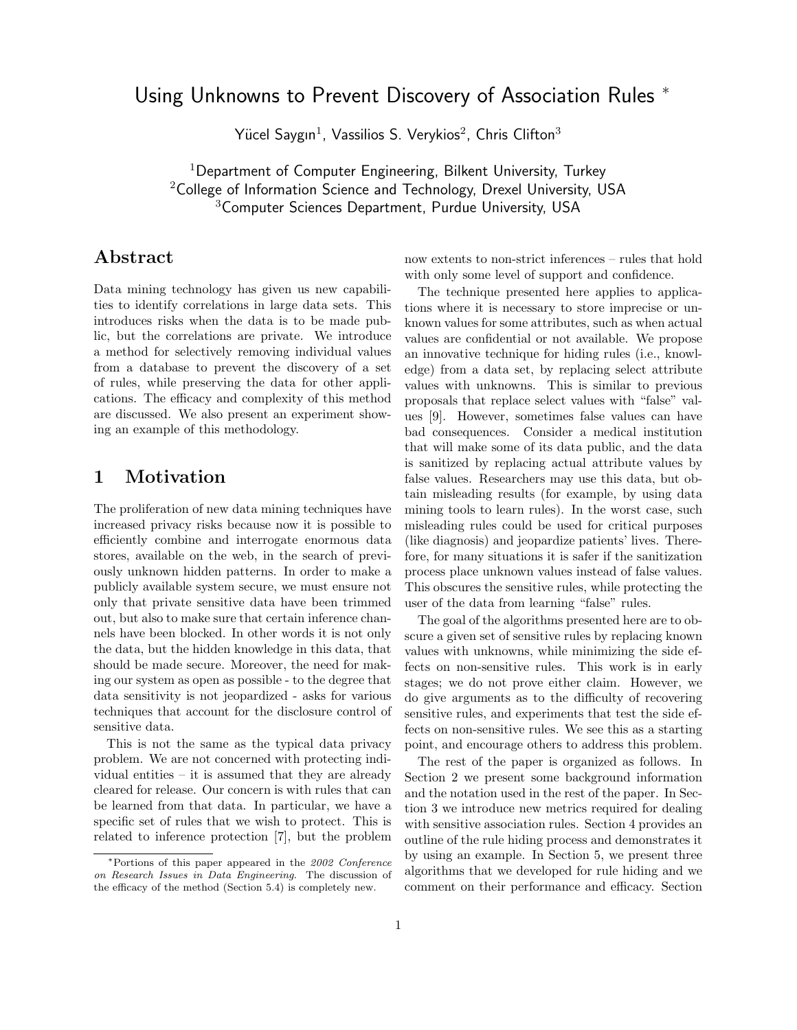# Using Unknowns to Prevent Discovery of Association Rules *

Yücel Saygın[1], Vassilios S. Verykios[2], Chris Clifton[3]

[1]Department of Computer Engineering, Bilkent University, Turkey
[2]College of Information Science and Technology, Drexel University, USA
[3]Computer Sciences Department, Purdue University, USA

## Abstract

Data mining technology has given us new capabilities to identify correlations in large data sets. This introduces risks when the data is to be made public, but the correlations are private. We introduce a method for selectively removing individual values from a database to prevent the discovery of a set of rules, while preserving the data for other applications. The efficacy and complexity of this method are discussed. We also present an experiment showing an example of this methodology.

## 1 Motivation

The proliferation of new data mining techniques have increased privacy risks because now it is possible to efficiently combine and interrogate enormous data stores, available on the web, in the search of previously unknown hidden patterns. In order to make a publicly available system secure, we must ensure not only that private sensitive data have been trimmed out, but also to make sure that certain inference channels have been blocked. In other words it is not only the data, but the hidden knowledge in this data, that should be made secure. Moreover, the need for making our system as open as possible - to the degree that data sensitivity is not jeopardized - asks for various techniques that account for the disclosure control of sensitive data.

This is not the same as the typical data privacy problem. We are not concerned with protecting individual entities – it is assumed that they are already cleared for release. Our concern is with rules that can be learned from that data. In particular, we have a specific set of rules that we wish to protect. This is related to inference protection [7], but the problem now extents to non-strict inferences – rules that hold with only some level of support and confidence.

The technique presented here applies to applications where it is necessary to store imprecise or unknown values for some attributes, such as when actual values are confidential or not available. We propose an innovative technique for hiding rules (i.e., knowledge) from a data set, by replacing select attribute values with unknowns. This is similar to previous proposals that replace select values with "false" values [9]. However, sometimes false values can have bad consequences. Consider a medical institution that will make some of its data public, and the data is sanitized by replacing actual attribute values by false values. Researchers may use this data, but obtain misleading results (for example, by using data mining tools to learn rules). In the worst case, such misleading rules could be used for critical purposes (like diagnosis) and jeopardize patients' lives. Therefore, for many situations it is safer if the sanitization process place unknown values instead of false values. This obscures the sensitive rules, while protecting the user of the data from learning "false" rules.

The goal of the algorithms presented here are to obscure a given set of sensitive rules by replacing known values with unknowns, while minimizing the side effects on non-sensitive rules. This work is in early stages; we do not prove either claim. However, we do give arguments as to the difficulty of recovering sensitive rules, and experiments that test the side effects on non-sensitive rules. We see this as a starting point, and encourage others to address this problem.

The rest of the paper is organized as follows. In Section 2 we present some background information and the notation used in the rest of the paper. In Section 3 we introduce new metrics required for dealing with sensitive association rules. Section 4 provides an outline of the rule hiding process and demonstrates it by using an example. In Section 5, we present three algorithms that we developed for rule hiding and we comment on their performance and efficacy. Section

*Portions of this paper appeared in the *2002 Conference on Research Issues in Data Engineering*. The discussion of the efficacy of the method (Section 5.4) is completely new.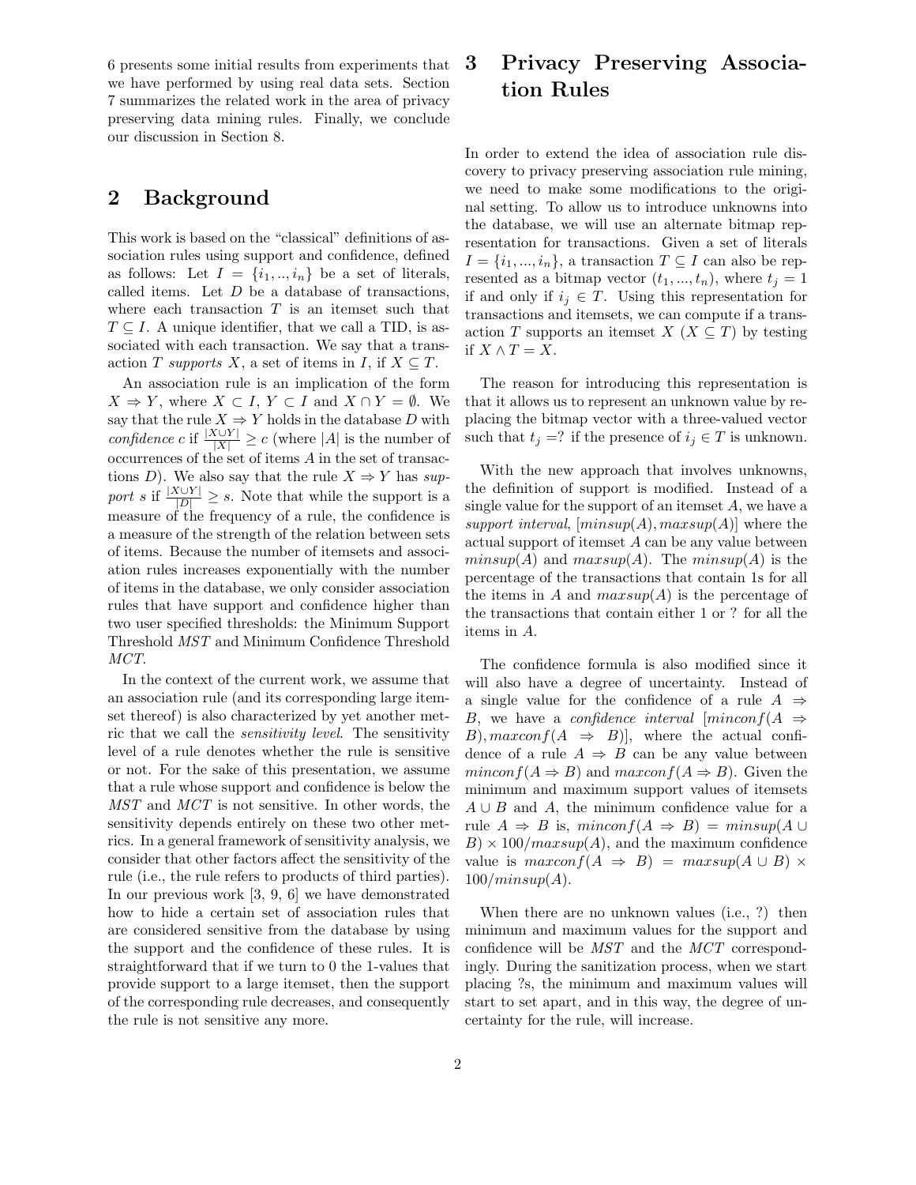6 presents some initial results from experiments that we have performed by using real data sets. Section 7 summarizes the related work in the area of privacy preserving data mining rules. Finally, we conclude our discussion in Section 8.

## 2 Background

This work is based on the "classical" definitions of association rules using support and confidence, defined as follows: Let $I = \{i_1, .., i_n\}$ be a set of literals, called items. Let $D$ be a database of transactions, where each transaction $T$ is an itemset such that $T \subseteq I$. A unique identifier, that we call a TID, is associated with each transaction. We say that a transaction $T$ *supports* $X$, a set of items in $I$, if $X \subseteq T$.

An association rule is an implication of the form $X \Rightarrow Y$, where $X \subset I$, $Y \subset I$ and $X \cap Y = \emptyset$. We say that the rule $X \Rightarrow Y$ holds in the database $D$ with *confidence* $c$ if $\frac{|X \cup Y|}{|X|} \geq c$ (where $|A|$ is the number of occurrences of the set of items $A$ in the set of transactions $D$). We also say that the rule $X \Rightarrow Y$ has *support* $s$ if $\frac{|X \cup Y|}{|D|} \geq s$. Note that while the support is a measure of the frequency of a rule, the confidence is a measure of the strength of the relation between sets of items. Because the number of itemsets and association rules increases exponentially with the number of items in the database, we only consider association rules that have support and confidence higher than two user specified thresholds: the Minimum Support Threshold *MST* and Minimum Confidence Threshold *MCT*.

In the context of the current work, we assume that an association rule (and its corresponding large itemset thereof) is also characterized by yet another metric that we call the *sensitivity level*. The sensitivity level of a rule denotes whether the rule is sensitive or not. For the sake of this presentation, we assume that a rule whose support and confidence is below the *MST* and *MCT* is not sensitive. In other words, the sensitivity depends entirely on these two other metrics. In a general framework of sensitivity analysis, we consider that other factors affect the sensitivity of the rule (i.e., the rule refers to products of third parties). In our previous work [3, 9, 6] we have demonstrated how to hide a certain set of association rules that are considered sensitive from the database by using the support and the confidence of these rules. It is straightforward that if we turn to 0 the 1-values that provide support to a large itemset, then the support of the corresponding rule decreases, and consequently the rule is not sensitive any more.

## 3 Privacy Preserving Association Rules

In order to extend the idea of association rule discovery to privacy preserving association rule mining, we need to make some modifications to the original setting. To allow us to introduce unknowns into the database, we will use an alternate bitmap representation for transactions. Given a set of literals $I = \{i_1, ..., i_n\}$, a transaction $T \subseteq I$ can also be represented as a bitmap vector $(t_1, ..., t_n)$, where $t_j = 1$ if and only if $i_j \in T$. Using this representation for transactions and itemsets, we can compute if a transaction $T$ supports an itemset $X$ ($X \subseteq T$) by testing if $X \wedge T = X$.

The reason for introducing this representation is that it allows us to represent an unknown value by replacing the bitmap vector with a three-valued vector such that $t_j = ?$ if the presence of $i_j \in T$ is unknown.

With the new approach that involves unknowns, the definition of support is modified. Instead of a single value for the support of an itemset $A$, we have a *support interval*, $[minsup(A), maxsup(A)]$ where the actual support of itemset $A$ can be any value between $minsup(A)$ and $maxsup(A)$. The $minsup(A)$ is the percentage of the transactions that contain 1s for all the items in $A$ and $maxsup(A)$ is the percentage of the transactions that contain either 1 or ? for all the items in $A$.

The confidence formula is also modified since it will also have a degree of uncertainty. Instead of a single value for the confidence of a rule $A \Rightarrow B$, we have a *confidence interval* $[minconf(A \Rightarrow B), maxconf(A \Rightarrow B)]$, where the actual confidence of a rule $A \Rightarrow B$ can be any value between $minconf(A \Rightarrow B)$ and $maxconf(A \Rightarrow B)$. Given the minimum and maximum support values of itemsets $A \cup B$ and $A$, the minimum confidence value for a rule $A \Rightarrow B$ is, $minconf(A \Rightarrow B) = minsup(A \cup B) \times 100/maxsup(A)$, and the maximum confidence value is $maxconf(A \Rightarrow B) = maxsup(A \cup B) \times 100/minsup(A)$.

When there are no unknown values (i.e., ?) then minimum and maximum values for the support and confidence will be *MST* and the *MCT* correspondingly. During the sanitization process, when we start placing ?s, the minimum and maximum values will start to set apart, and in this way, the degree of uncertainty for the rule, will increase.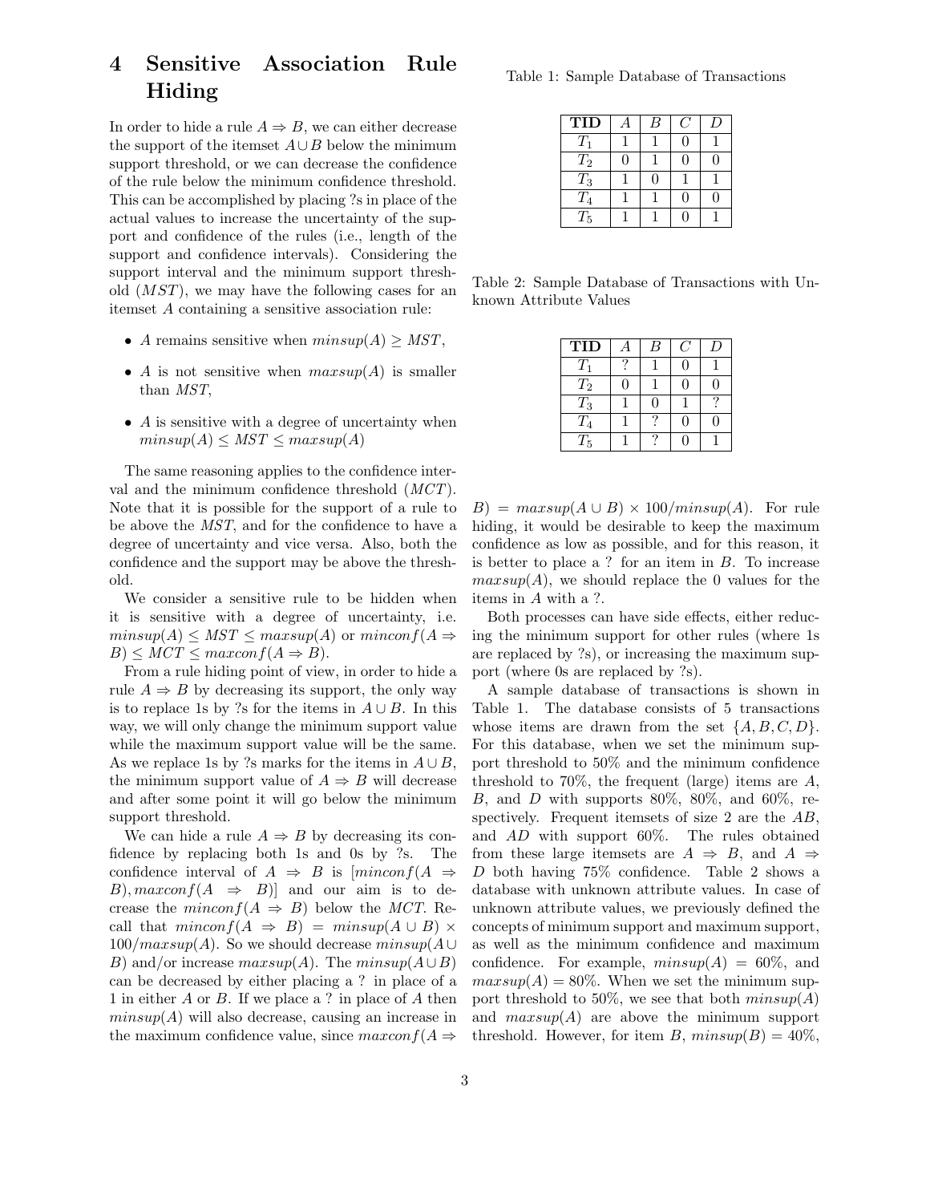## 4 Sensitive Association Rule Hiding

In order to hide a rule $A \Rightarrow B$, we can either decrease the support of the itemset $A \cup B$ below the minimum support threshold, or we can decrease the confidence of the rule below the minimum confidence threshold. This can be accomplished by placing ?s in place of the actual values to increase the uncertainty of the support and confidence of the rules (i.e., length of the support and confidence intervals). Considering the support interval and the minimum support threshold ($MST$), we may have the following cases for an itemset $A$ containing a sensitive association rule:

- $A$ remains sensitive when $minsup(A) \geq MST$,
- $A$ is not sensitive when $maxsup(A)$ is smaller than $MST$,
- $A$ is sensitive with a degree of uncertainty when $minsup(A) \leq MST \leq maxsup(A)$

The same reasoning applies to the confidence interval and the minimum confidence threshold ($MCT$). Note that it is possible for the support of a rule to be above the $MST$, and for the confidence to have a degree of uncertainty and vice versa. Also, both the confidence and the support may be above the threshold.

We consider a sensitive rule to be hidden when it is sensitive with a degree of uncertainty, i.e. $minsup(A) \leq MST \leq maxsup(A)$ or $minconf(A \Rightarrow B) \leq MCT \leq maxconf(A \Rightarrow B)$.

From a rule hiding point of view, in order to hide a rule $A \Rightarrow B$ by decreasing its support, the only way is to replace 1s by ?s for the items in $A \cup B$. In this way, we will only change the minimum support value while the maximum support value will be the same. As we replace 1s by ?s marks for the items in $A \cup B$, the minimum support value of $A \Rightarrow B$ will decrease and after some point it will go below the minimum support threshold.

We can hide a rule $A \Rightarrow B$ by decreasing its confidence by replacing both 1s and 0s by ?s. The confidence interval of $A \Rightarrow B$ is $[minconf(A \Rightarrow B), maxconf(A \Rightarrow B)]$ and our aim is to decrease the $minconf(A \Rightarrow B)$ below the $MCT$. Recall that $minconf(A \Rightarrow B) = minsup(A \cup B) \times 100/maxsup(A)$. So we should decrease $minsup(A \cup B)$ and/or increase $maxsup(A)$. The $minsup(A \cup B)$ can be decreased by either placing a ? in place of a 1 in either $A$ or $B$. If we place a ? in place of $A$ then $minsup(A)$ will also decrease, causing an increase in the maximum confidence value, since $maxconf(A \Rightarrow B) = maxsup(A \cup B) \times 100/minsup(A)$. For rule hiding, it would be desirable to keep the maximum confidence as low as possible, and for this reason, it is better to place a ? for an item in $B$. To increase $maxsup(A)$, we should replace the 0 values for the items in $A$ with a ?.

Both processes can have side effects, either reducing the minimum support for other rules (where 1s are replaced by ?s), or increasing the maximum support (where 0s are replaced by ?s).

A sample database of transactions is shown in Table 1. The database consists of 5 transactions whose items are drawn from the set $\{A, B, C, D\}$. For this database, when we set the minimum support threshold to 50% and the minimum confidence threshold to 70%, the frequent (large) items are $A$, $B$, and $D$ with supports 80%, 80%, and 60%, respectively. Frequent itemsets of size 2 are the $AB$, and $AD$ with support 60%. The rules obtained from these large itemsets are $A \Rightarrow B$, and $A \Rightarrow D$ both having 75% confidence. Table 2 shows a database with unknown attribute values. In case of unknown attribute values, we previously defined the concepts of minimum support and maximum support, as well as the minimum confidence and maximum confidence. For example, $minsup(A) = 60\%$, and $maxsup(A) = 80\%$. When we set the minimum support threshold to 50%, we see that both $minsup(A)$ and $maxsup(A)$ are above the minimum support threshold. However, for item $B$, $minsup(B) = 40\%$,

Table 1: Sample Database of Transactions

| TID | $A$ | $B$ | $C$ | $D$ |
|---|---|---|---|---|
| $T_1$ | 1 | 1 | 0 | 1 |
| $T_2$ | 0 | 1 | 0 | 0 |
| $T_3$ | 1 | 0 | 1 | 1 |
| $T_4$ | 1 | 1 | 0 | 0 |
| $T_5$ | 1 | 1 | 0 | 1 |

Table 2: Sample Database of Transactions with Unknown Attribute Values

| TID | $A$ | $B$ | $C$ | $D$ |
|---|---|---|---|---|
| $T_1$ | ? | 1 | 0 | 1 |
| $T_2$ | 0 | 1 | 0 | 0 |
| $T_3$ | 1 | 0 | 1 | ? |
| $T_4$ | 1 | ? | 0 | 0 |
| $T_5$ | 1 | ? | 0 | 1 |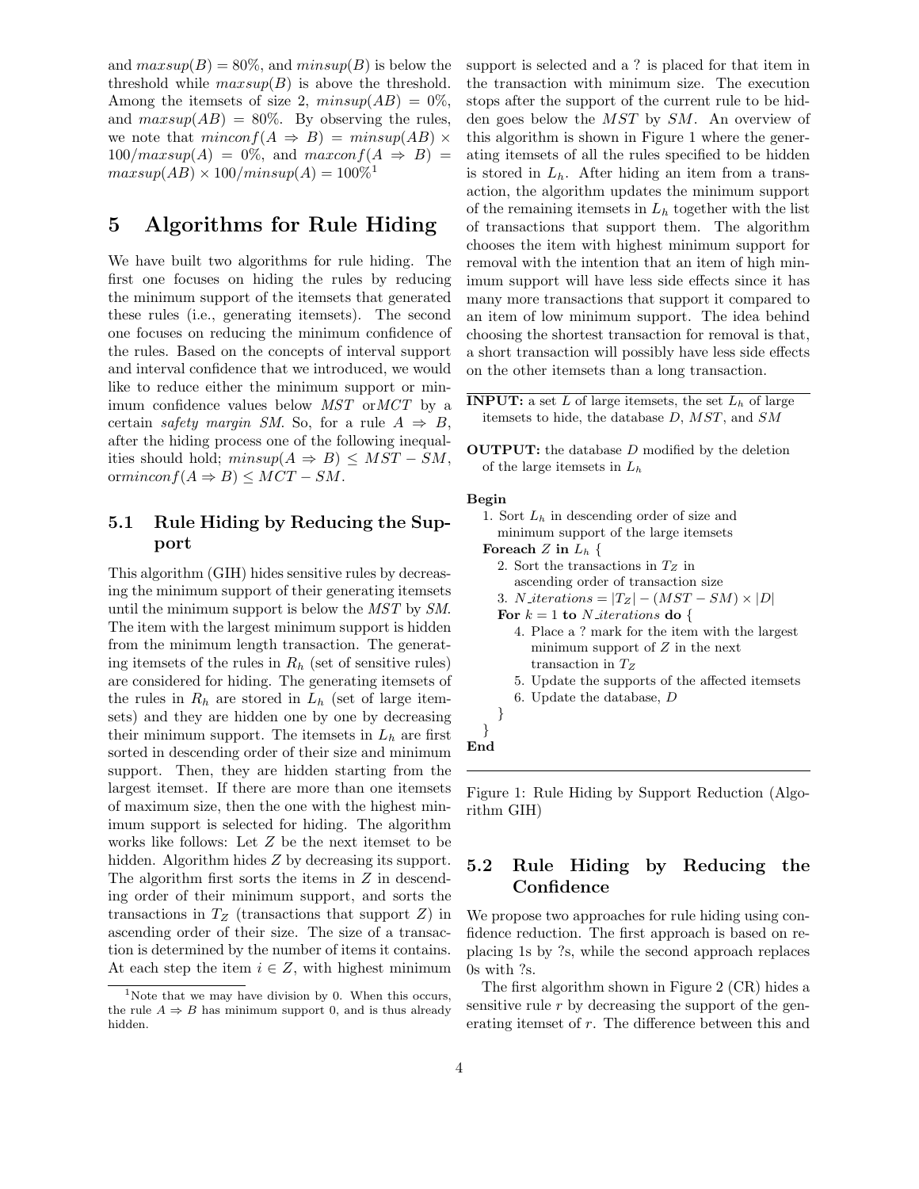and $maxsup(B) = 80\%$, and $minsup(B)$ is below the threshold while $maxsup(B)$ is above the threshold. Among the itemsets of size 2, $minsup(AB) = 0\%$, and $maxsup(AB) = 80\%$. By observing the rules, we note that $minconf(A \Rightarrow B) = minsup(AB) \times 100/maxsup(A) = 0\%$, and $maxconf(A \Rightarrow B) = maxsup(AB) \times 100/minsup(A) = 100\%$[1]

# 5 Algorithms for Rule Hiding

We have built two algorithms for rule hiding. The first one focuses on hiding the rules by reducing the minimum support of the itemsets that generated these rules (i.e., generating itemsets). The second one focuses on reducing the minimum confidence of the rules. Based on the concepts of interval support and interval confidence that we introduced, we would like to reduce either the minimum support or minimum confidence values below $MST$ or$MCT$ by a certain *safety margin SM*. So, for a rule $A \Rightarrow B$, after the hiding process one of the following inequalities should hold; $minsup(A \Rightarrow B) \leq MST - SM$, or$minconf(A \Rightarrow B) \leq MCT - SM$.

## 5.1 Rule Hiding by Reducing the Support

This algorithm (GIH) hides sensitive rules by decreasing the minimum support of their generating itemsets until the minimum support is below the $MST$ by $SM$. The item with the largest minimum support is hidden from the minimum length transaction. The generating itemsets of the rules in $R_h$ (set of sensitive rules) are considered for hiding. The generating itemsets of the rules in $R_h$ are stored in $L_h$ (set of large itemsets) and they are hidden one by one by decreasing their minimum support. The itemsets in $L_h$ are first sorted in descending order of their size and minimum support. Then, they are hidden starting from the largest itemset. If there are more than one itemsets of maximum size, then the one with the highest minimum support is selected for hiding. The algorithm works like follows: Let $Z$ be the next itemset to be hidden. Algorithm hides $Z$ by decreasing its support. The algorithm first sorts the items in $Z$ in descending order of their minimum support, and sorts the transactions in $T_Z$ (transactions that support $Z$) in ascending order of their size. The size of a transaction is determined by the number of items it contains. At each step the item $i \in Z$, with highest minimum support is selected and a ? is placed for that item in the transaction with minimum size. The execution stops after the support of the current rule to be hidden goes below the $MST$ by $SM$. An overview of this algorithm is shown in Figure 1 where the generating itemsets of all the rules specified to be hidden is stored in $L_h$. After hiding an item from a transaction, the algorithm updates the minimum support of the remaining itemsets in $L_h$ together with the list of transactions that support them. The algorithm chooses the item with highest minimum support for removal with the intention that an item of high minimum support will have less side effects since it has many more transactions that support it compared to an item of low minimum support. The idea behind choosing the shortest transaction for removal is that, a short transaction will possibly have less side effects on the other itemsets than a long transaction.

**INPUT:** a set $L$ of large itemsets, the set $L_h$ of large itemsets to hide, the database $D$, $MST$, and $SM$

**OUTPUT:** the database $D$ modified by the deletion of the large itemsets in $L_h$

```
Begin
  1. Sort L_h in descending order of size and
     minimum support of the large itemsets
  Foreach Z in L_h {
    2. Sort the transactions in T_Z in
       ascending order of transaction size
    3. N_iterations = |T_Z| - (MST - SM) × |D|
    For k = 1 to N_iterations do {
      4. Place a ? mark for the item with the largest
         minimum support of Z in the next
         transaction in T_Z
      5. Update the supports of the affected itemsets
      6. Update the database, D
    }
  }
End
```

Figure 1: Rule Hiding by Support Reduction (Algorithm GIH)

## 5.2 Rule Hiding by Reducing the Confidence

We propose two approaches for rule hiding using confidence reduction. The first approach is based on replacing 1s by ?s, while the second approach replaces 0s with ?s.

The first algorithm shown in Figure 2 (CR) hides a sensitive rule $r$ by decreasing the support of the generating itemset of $r$. The difference between this and

[1] Note that we may have division by 0. When this occurs, the rule $A \Rightarrow B$ has minimum support 0, and is thus already hidden.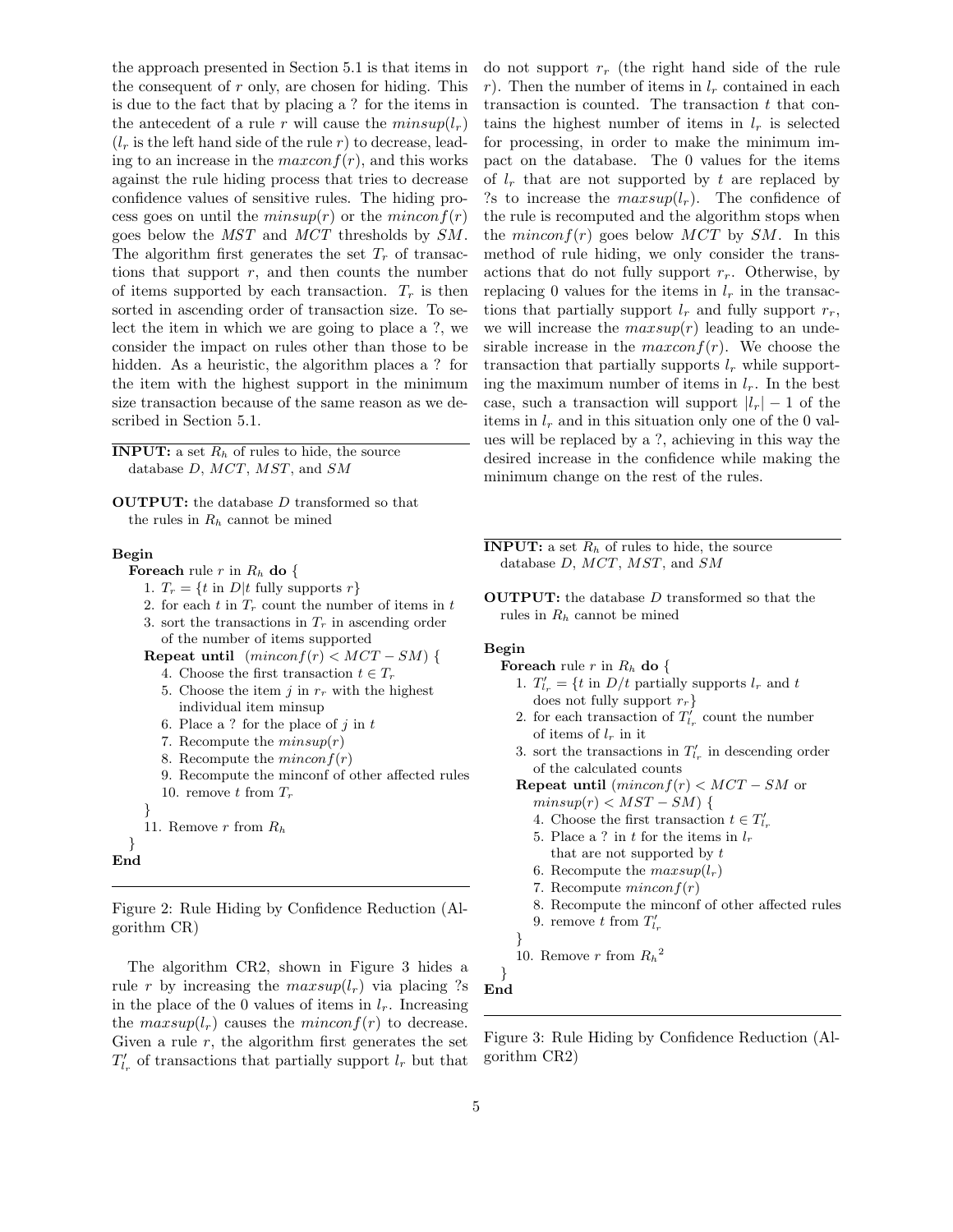the approach presented in Section 5.1 is that items in the consequent of $r$ only, are chosen for hiding. This is due to the fact that by placing a ? for the items in the antecedent of a rule $r$ will cause the $minsup(l_r)$ ($l_r$ is the left hand side of the rule $r$) to decrease, leading to an increase in the $maxconf(r)$, and this works against the rule hiding process that tries to decrease confidence values of sensitive rules. The hiding process goes on until the $minsup(r)$ or the $minconf(r)$ goes below the $MST$ and $MCT$ thresholds by $SM$. The algorithm first generates the set $T_r$ of transactions that support $r$, and then counts the number of items supported by each transaction. $T_r$ is then sorted in ascending order of transaction size. To select the item in which we are going to place a ?, we consider the impact on rules other than those to be hidden. As a heuristic, the algorithm places a ? for the item with the highest support in the minimum size transaction because of the same reason as we described in Section 5.1.

---

**INPUT:** a set $R_h$ of rules to hide, the source database $D$, $MCT$, $MST$, and $SM$

**OUTPUT:** the database $D$ transformed so that the rules in $R_h$ cannot be mined

```
Begin
  Foreach rule r in R_h do {
    1. T_r = {t in D|t fully supports r}
    2. for each t in T_r count the number of items in t
    3. sort the transactions in T_r in ascending order
       of the number of items supported
    Repeat until (minconf(r) < MCT − SM) {
      4. Choose the first transaction t ∈ T_r
      5. Choose the item j in r_r with the highest
         individual item minsup
      6. Place a ? for the place of j in t
      7. Recompute the minsup(r)
      8. Recompute the minconf(r)
      9. Recompute the minconf of other affected rules
      10. remove t from T_r
    }
    11. Remove r from R_h
  }
End
```

---

Figure 2: Rule Hiding by Confidence Reduction (Algorithm CR)

The algorithm CR2, shown in Figure 3 hides a rule $r$ by increasing the $maxsup(l_r)$ via placing ?s in the place of the 0 values of items in $l_r$. Increasing the $maxsup(l_r)$ causes the $minconf(r)$ to decrease. Given a rule $r$, the algorithm first generates the set $T'_{l_r}$ of transactions that partially support $l_r$ but that do not support $r_r$ (the right hand side of the rule $r$). Then the number of items in $l_r$ contained in each transaction is counted. The transaction $t$ that contains the highest number of items in $l_r$ is selected for processing, in order to make the minimum impact on the database. The 0 values for the items of $l_r$ that are not supported by $t$ are replaced by ?s to increase the $maxsup(l_r)$. The confidence of the rule is recomputed and the algorithm stops when the $minconf(r)$ goes below $MCT$ by $SM$. In this method of rule hiding, we only consider the transactions that do not fully support $r_r$. Otherwise, by replacing 0 values for the items in $l_r$ in the transactions that partially support $l_r$ and fully support $r_r$, we will increase the $maxsup(r)$ leading to an undesirable increase in the $maxconf(r)$. We choose the transaction that partially supports $l_r$ while supporting the maximum number of items in $l_r$. In the best case, such a transaction will support $|l_r| - 1$ of the items in $l_r$ and in this situation only one of the 0 values will be replaced by a ?, achieving in this way the desired increase in the confidence while making the minimum change on the rest of the rules.

---

**INPUT:** a set $R_h$ of rules to hide, the source database $D$, $MCT$, $MST$, and $SM$

**OUTPUT:** the database $D$ transformed so that the rules in $R_h$ cannot be mined

```
Begin
  Foreach rule r in R_h do {
    1. T'_{l_r} = {t in D/t partially supports l_r and t
       does not fully support r_r}
    2. for each transaction of T'_{l_r} count the number
       of items of l_r in it
    3. sort the transactions in T'_{l_r} in descending order
       of the calculated counts
    Repeat until (minconf(r) < MCT − SM or
      minsup(r) < MST − SM) {
      4. Choose the first transaction t ∈ T'_{l_r}
      5. Place a ? in t for the items in l_r
         that are not supported by t
      6. Recompute the maxsup(l_r)
      7. Recompute minconf(r)
      8. Recompute the minconf of other affected rules
      9. remove t from T'_{l_r}
    }
    10. Remove r from R_h [2]
  }
End
```

---

Figure 3: Rule Hiding by Confidence Reduction (Algorithm CR2)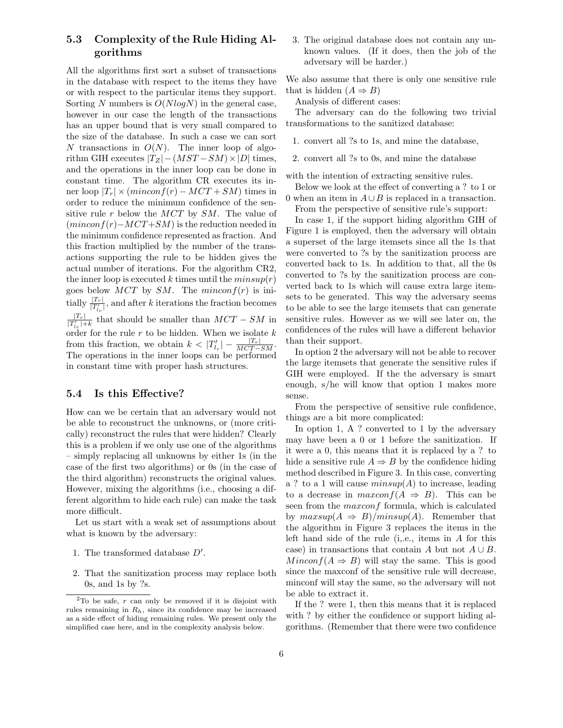### 5.3 Complexity of the Rule Hiding Algorithms

All the algorithms first sort a subset of transactions in the database with respect to the items they have or with respect to the particular items they support. Sorting $N$ numbers is $O(NlogN)$ in the general case, however in our case the length of the transactions has an upper bound that is very small compared to the size of the database. In such a case we can sort $N$ transactions in $O(N)$. The inner loop of algorithm GIH executes $|T_Z| - (MST - SM) \times |D|$ times, and the operations in the inner loop can be done in constant time. The algorithm CR executes its inner loop $|T_r| \times (minconf(r) - MCT + SM)$ times in order to reduce the minimum confidence of the sensitive rule $r$ below the $MCT$ by $SM$. The value of $(minconf(r) - MCT + SM)$ is the reduction needed in the minimum confidence represented as fraction. And this fraction multiplied by the number of the transactions supporting the rule to be hidden gives the actual number of iterations. For the algorithm CR2, the inner loop is executed $k$ times until the $minsup(r)$ goes below $MCT$ by $SM$. The $minconf(r)$ is initially $\frac{|T_r|}{|T'_{l_r}|}$, and after $k$ iterations the fraction becomes $\frac{|T_r|}{|T'_{l_r}|+k}$ that should be smaller than $MCT - SM$ in order for the rule $r$ to be hidden. When we isolate $k$ from this fraction, we obtain $k < |T'_{l_r}| - \frac{|T_r|}{MCT-SM}$. The operations in the inner loops can be performed in constant time with proper hash structures.

### 5.4 Is this Effective?

How can we be certain that an adversary would not be able to reconstruct the unknowns, or (more critically) reconstruct the rules that were hidden? Clearly this is a problem if we only use one of the algorithms – simply replacing all unknowns by either 1s (in the case of the first two algorithms) or 0s (in the case of the third algorithm) reconstructs the original values. However, mixing the algorithms (i.e., choosing a different algorithm to hide each rule) can make the task more difficult.

Let us start with a weak set of assumptions about what is known by the adversary:

1. The transformed database $D'$.
2. That the sanitization process may replace both 0s, and 1s by ?s.
3. The original database does not contain any unknown values. (If it does, then the job of the adversary will be harder.)

We also assume that there is only one sensitive rule that is hidden ($A \Rightarrow B$)

Analysis of different cases:

The adversary can do the following two trivial transformations to the sanitized database:

1. convert all ?s to 1s, and mine the database,
2. convert all ?s to 0s, and mine the database

with the intention of extracting sensitive rules.

Below we look at the effect of converting a ? to 1 or 0 when an item in $A \cup B$ is replaced in a transaction.

From the perspective of sensitive rule's support:

In case 1, if the support hiding algorithm GIH of Figure 1 is employed, then the adversary will obtain a superset of the large itemsets since all the 1s that were converted to ?s by the sanitization process are converted back to 1s. In addition to that, all the 0s converted to ?s by the sanitization process are converted back to 1s which will cause extra large itemsets to be generated. This way the adversary seems to be able to see the large itemsets that can generate sensitive rules. However as we will see later on, the confidences of the rules will have a different behavior than their support.

In option 2 the adversary will not be able to recover the large itemsets that generate the sensitive rules if GIH were employed. If the the adversary is smart enough, s/he will know that option 1 makes more sense.

From the perspective of sensitive rule confidence, things are a bit more complicated:

In option 1, A ? converted to 1 by the adversary may have been a 0 or 1 before the sanitization. If it were a 0, this means that it is replaced by a ? to hide a sensitive rule $A \Rightarrow B$ by the confidence hiding method described in Figure 3. In this case, converting a ? to a 1 will cause $minsup(A)$ to increase, leading to a decrease in $maxconf(A \Rightarrow B)$. This can be seen from the $maxconf$ formula, which is calculated by $maxsup(A \Rightarrow B)/minsup(A)$. Remember that the algorithm in Figure 3 replaces the items in the left hand side of the rule (i,.e., items in $A$ for this case) in transactions that contain $A$ but not $A \cup B$. $Minconf(A \Rightarrow B)$ will stay the same. This is good since the maxconf of the sensitive rule will decrease, minconf will stay the same, so the adversary will not be able to extract it.

If the ? were 1, then this means that it is replaced with ? by either the confidence or support hiding algorithms. (Remember that there were two confidence

[2] To be safe, $r$ can only be removed if it is disjoint with rules remaining in $R_h$, since its confidence may be increased as a side effect of hiding remaining rules. We present only the simplified case here, and in the complexity analysis below.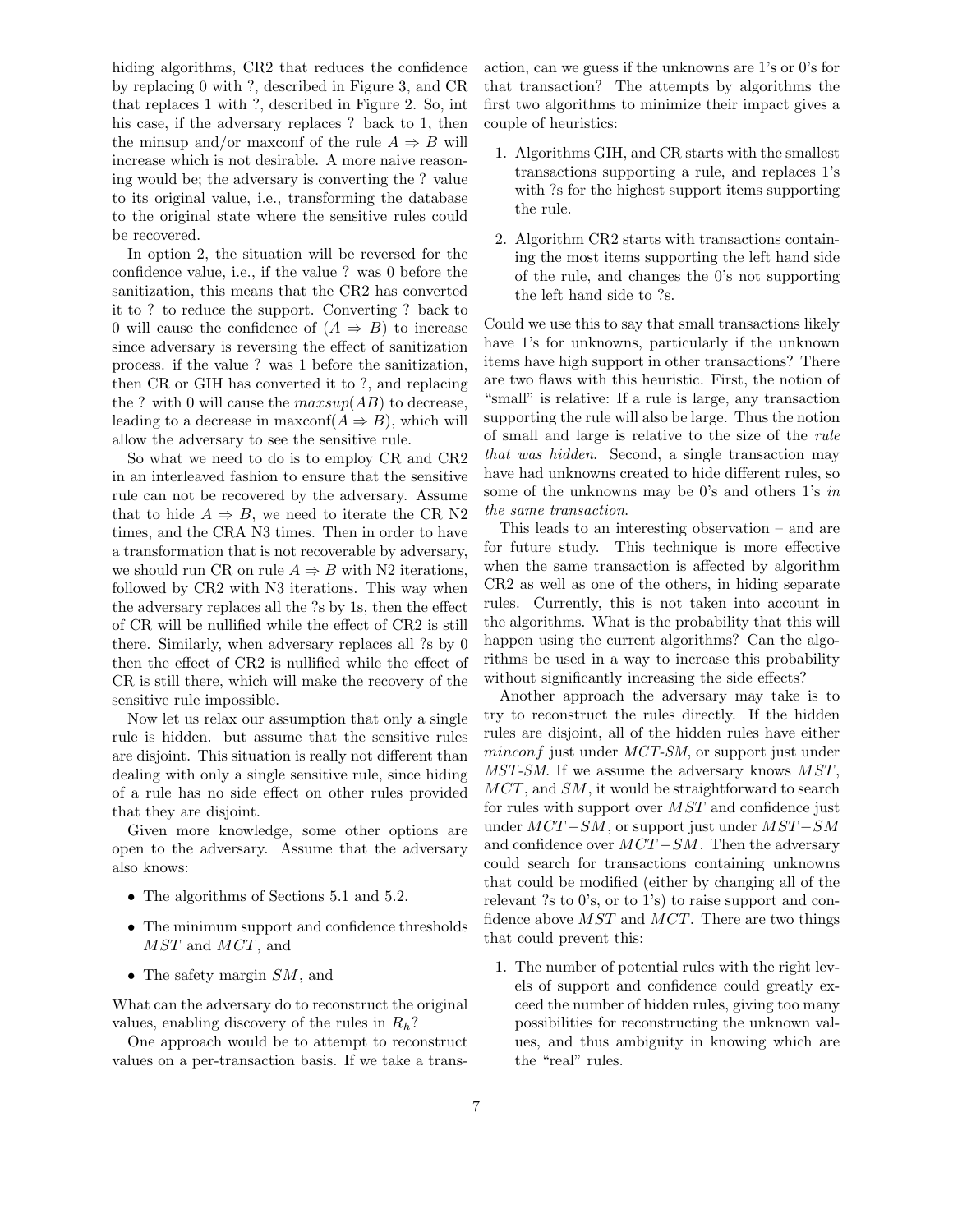hiding algorithms, CR2 that reduces the confidence by replacing 0 with ?, described in Figure 3, and CR that replaces 1 with ?, described in Figure 2. So, int his case, if the adversary replaces ? back to 1, then the minsup and/or maxconf of the rule $A \Rightarrow B$ will increase which is not desirable. A more naive reasoning would be; the adversary is converting the ? value to its original value, i.e., transforming the database to the original state where the sensitive rules could be recovered.

In option 2, the situation will be reversed for the confidence value, i.e., if the value ? was 0 before the sanitization, this means that the CR2 has converted it to ? to reduce the support. Converting ? back to 0 will cause the confidence of $(A \Rightarrow B)$ to increase since adversary is reversing the effect of sanitization process. if the value ? was 1 before the sanitization, then CR or GIH has converted it to ?, and replacing the ? with 0 will cause the $maxsup(AB)$ to decrease, leading to a decrease in maxconf$(A \Rightarrow B)$, which will allow the adversary to see the sensitive rule.

So what we need to do is to employ CR and CR2 in an interleaved fashion to ensure that the sensitive rule can not be recovered by the adversary. Assume that to hide $A \Rightarrow B$, we need to iterate the CR N2 times, and the CRA N3 times. Then in order to have a transformation that is not recoverable by adversary, we should run CR on rule $A \Rightarrow B$ with N2 iterations, followed by CR2 with N3 iterations. This way when the adversary replaces all the ?s by 1s, then the effect of CR will be nullified while the effect of CR2 is still there. Similarly, when adversary replaces all ?s by 0 then the effect of CR2 is nullified while the effect of CR is still there, which will make the recovery of the sensitive rule impossible.

Now let us relax our assumption that only a single rule is hidden. but assume that the sensitive rules are disjoint. This situation is really not different than dealing with only a single sensitive rule, since hiding of a rule has no side effect on other rules provided that they are disjoint.

Given more knowledge, some other options are open to the adversary. Assume that the adversary also knows:

- The algorithms of Sections 5.1 and 5.2.
- The minimum support and confidence thresholds $MST$ and $MCT$, and
- The safety margin $SM$, and

What can the adversary do to reconstruct the original values, enabling discovery of the rules in $R_h$?

One approach would be to attempt to reconstruct values on a per-transaction basis. If we take a transaction, can we guess if the unknowns are 1's or 0's for that transaction? The attempts by algorithms the first two algorithms to minimize their impact gives a couple of heuristics:

1. Algorithms GIH, and CR starts with the smallest transactions supporting a rule, and replaces 1's with ?s for the highest support items supporting the rule.
2. Algorithm CR2 starts with transactions containing the most items supporting the left hand side of the rule, and changes the 0's not supporting the left hand side to ?s.

Could we use this to say that small transactions likely have 1's for unknowns, particularly if the unknown items have high support in other transactions? There are two flaws with this heuristic. First, the notion of "small" is relative: If a rule is large, any transaction supporting the rule will also be large. Thus the notion of small and large is relative to the size of the *rule that was hidden*. Second, a single transaction may have had unknowns created to hide different rules, so some of the unknowns may be 0's and others 1's *in the same transaction*.

This leads to an interesting observation – and are for future study. This technique is more effective when the same transaction is affected by algorithm CR2 as well as one of the others, in hiding separate rules. Currently, this is not taken into account in the algorithms. What is the probability that this will happen using the current algorithms? Can the algorithms be used in a way to increase this probability without significantly increasing the side effects?

Another approach the adversary may take is to try to reconstruct the rules directly. If the hidden rules are disjoint, all of the hidden rules have either $minconf$ just under *MCT-SM*, or support just under *MST-SM*. If we assume the adversary knows $MST$, $MCT$, and $SM$, it would be straightforward to search for rules with support over $MST$ and confidence just under $MCT - SM$, or support just under $MST - SM$ and confidence over $MCT - SM$. Then the adversary could search for transactions containing unknowns that could be modified (either by changing all of the relevant ?s to 0's, or to 1's) to raise support and confidence above $MST$ and $MCT$. There are two things that could prevent this:

1. The number of potential rules with the right levels of support and confidence could greatly exceed the number of hidden rules, giving too many possibilities for reconstructing the unknown values, and thus ambiguity in knowing which are the "real" rules.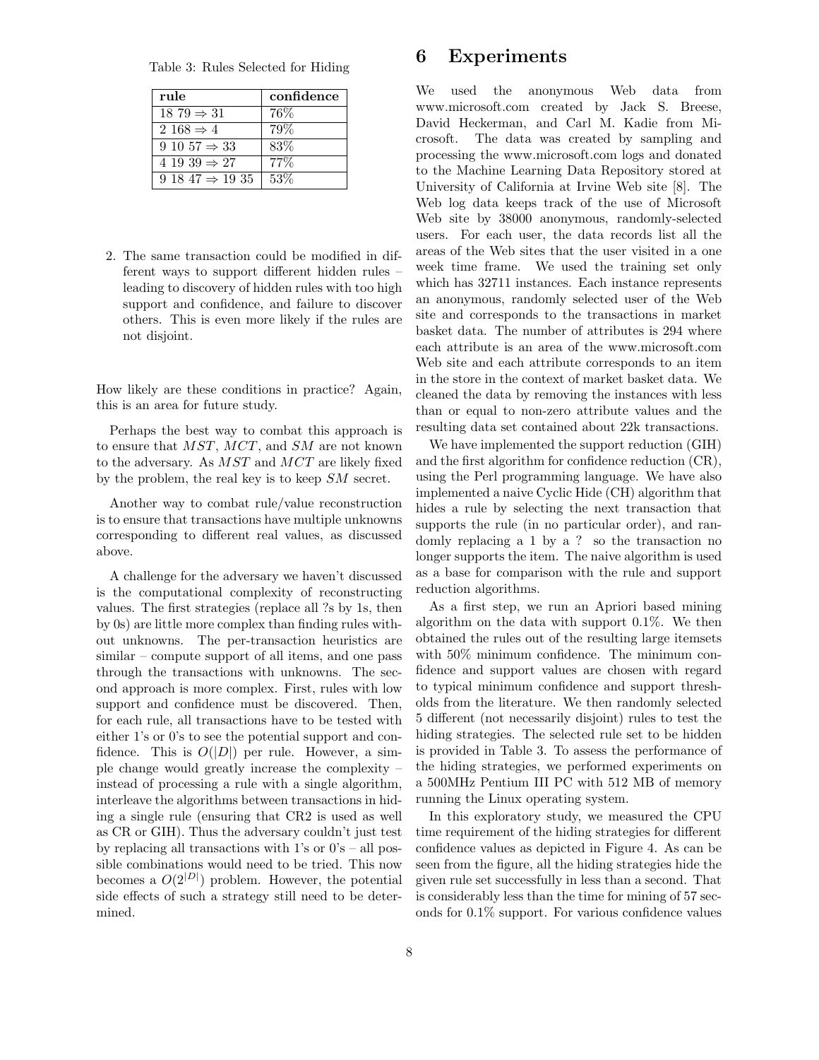Table 3: Rules Selected for Hiding

| rule | confidence |
|---|---|
| 18 79 ⇒ 31 | 76% |
| 2 168 ⇒ 4 | 79% |
| 9 10 57 ⇒ 33 | 83% |
| 4 19 39 ⇒ 27 | 77% |
| 9 18 47 ⇒ 19 35 | 53% |

2. The same transaction could be modified in different ways to support different hidden rules – leading to discovery of hidden rules with too high support and confidence, and failure to discover others. This is even more likely if the rules are not disjoint.

How likely are these conditions in practice? Again, this is an area for future study.

Perhaps the best way to combat this approach is to ensure that $MST$, $MCT$, and $SM$ are not known to the adversary. As $MST$ and $MCT$ are likely fixed by the problem, the real key is to keep $SM$ secret.

Another way to combat rule/value reconstruction is to ensure that transactions have multiple unknowns corresponding to different real values, as discussed above.

A challenge for the adversary we haven't discussed is the computational complexity of reconstructing values. The first strategies (replace all ?s by 1s, then by 0s) are little more complex than finding rules without unknowns. The per-transaction heuristics are similar – compute support of all items, and one pass through the transactions with unknowns. The second approach is more complex. First, rules with low support and confidence must be discovered. Then, for each rule, all transactions have to be tested with either 1's or 0's to see the potential support and confidence. This is $O(|D|)$ per rule. However, a simple change would greatly increase the complexity – instead of processing a rule with a single algorithm, interleave the algorithms between transactions in hiding a single rule (ensuring that CR2 is used as well as CR or GIH). Thus the adversary couldn't just test by replacing all transactions with 1's or 0's – all possible combinations would need to be tried. This now becomes a $O(2^{|D|})$ problem. However, the potential side effects of such a strategy still need to be determined.

# 6 Experiments

We used the anonymous Web data from www.microsoft.com created by Jack S. Breese, David Heckerman, and Carl M. Kadie from Microsoft. The data was created by sampling and processing the www.microsoft.com logs and donated to the Machine Learning Data Repository stored at University of California at Irvine Web site [8]. The Web log data keeps track of the use of Microsoft Web site by 38000 anonymous, randomly-selected users. For each user, the data records list all the areas of the Web sites that the user visited in a one week time frame. We used the training set only which has 32711 instances. Each instance represents an anonymous, randomly selected user of the Web site and corresponds to the transactions in market basket data. The number of attributes is 294 where each attribute is an area of the www.microsoft.com Web site and each attribute corresponds to an item in the store in the context of market basket data. We cleaned the data by removing the instances with less than or equal to non-zero attribute values and the resulting data set contained about 22k transactions.

We have implemented the support reduction (GIH) and the first algorithm for confidence reduction (CR), using the Perl programming language. We have also implemented a naive Cyclic Hide (CH) algorithm that hides a rule by selecting the next transaction that supports the rule (in no particular order), and randomly replacing a 1 by a ? so the transaction no longer supports the item. The naive algorithm is used as a base for comparison with the rule and support reduction algorithms.

As a first step, we run an Apriori based mining algorithm on the data with support 0.1%. We then obtained the rules out of the resulting large itemsets with 50% minimum confidence. The minimum confidence and support values are chosen with regard to typical minimum confidence and support thresholds from the literature. We then randomly selected 5 different (not necessarily disjoint) rules to test the hiding strategies. The selected rule set to be hidden is provided in Table 3. To assess the performance of the hiding strategies, we performed experiments on a 500MHz Pentium III PC with 512 MB of memory running the Linux operating system.

In this exploratory study, we measured the CPU time requirement of the hiding strategies for different confidence values as depicted in Figure 4. As can be seen from the figure, all the hiding strategies hide the given rule set successfully in less than a second. That is considerably less than the time for mining of 57 seconds for 0.1% support. For various confidence values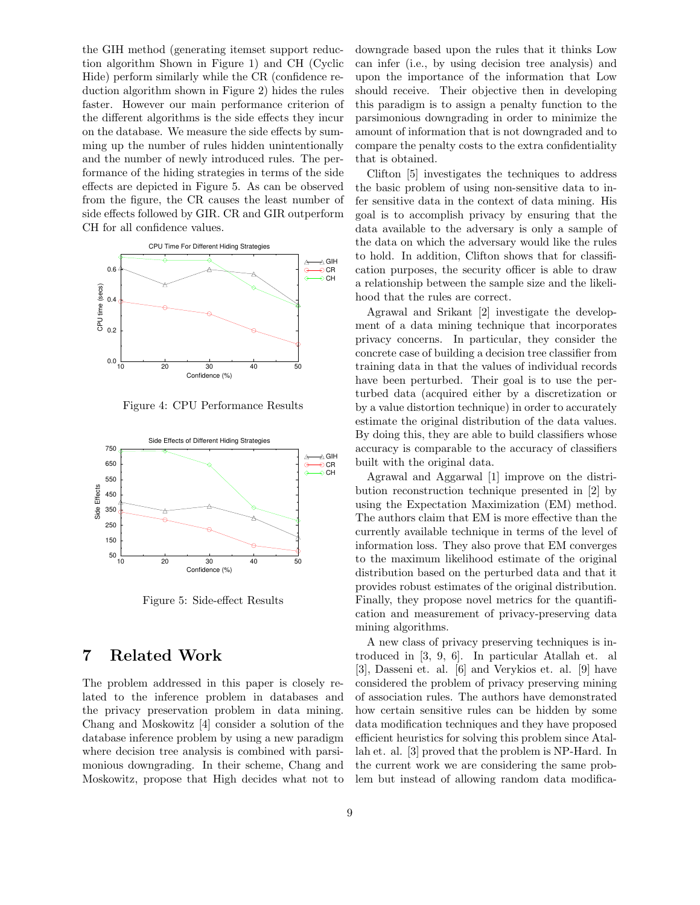the GIH method (generating itemset support reduction algorithm Shown in Figure 1) and CH (Cyclic Hide) perform similarly while the CR (confidence reduction algorithm shown in Figure 2) hides the rules faster. However our main performance criterion of the different algorithms is the side effects they incur on the database. We measure the side effects by summing up the number of rules hidden unintentionally and the number of newly introduced rules. The performance of the hiding strategies in terms of the side effects are depicted in Figure 5. As can be observed from the figure, the CR causes the least number of side effects followed by GIR. CR and GIR outperform CH for all confidence values.

Figure 4: CPU Performance Results

Figure 5: Side-effect Results

# 7 Related Work

The problem addressed in this paper is closely related to the inference problem in databases and the privacy preservation problem in data mining. Chang and Moskowitz [4] consider a solution of the database inference problem by using a new paradigm where decision tree analysis is combined with parsimonious downgrading. In their scheme, Chang and Moskowitz, propose that High decides what not to downgrade based upon the rules that it thinks Low can infer (i.e., by using decision tree analysis) and upon the importance of the information that Low should receive. Their objective then in developing this paradigm is to assign a penalty function to the parsimonious downgrading in order to minimize the amount of information that is not downgraded and to compare the penalty costs to the extra confidentiality that is obtained.

Clifton [5] investigates the techniques to address the basic problem of using non-sensitive data to infer sensitive data in the context of data mining. His goal is to accomplish privacy by ensuring that the data available to the adversary is only a sample of the data on which the adversary would like the rules to hold. In addition, Clifton shows that for classification purposes, the security officer is able to draw a relationship between the sample size and the likelihood that the rules are correct.

Agrawal and Srikant [2] investigate the development of a data mining technique that incorporates privacy concerns. In particular, they consider the concrete case of building a decision tree classifier from training data in that the values of individual records have been perturbed. Their goal is to use the perturbed data (acquired either by a discretization or by a value distortion technique) in order to accurately estimate the original distribution of the data values. By doing this, they are able to build classifiers whose accuracy is comparable to the accuracy of classifiers built with the original data.

Agrawal and Aggarwal [1] improve on the distribution reconstruction technique presented in [2] by using the Expectation Maximization (EM) method. The authors claim that EM is more effective than the currently available technique in terms of the level of information loss. They also prove that EM converges to the maximum likelihood estimate of the original distribution based on the perturbed data and that it provides robust estimates of the original distribution. Finally, they propose novel metrics for the quantification and measurement of privacy-preserving data mining algorithms.

A new class of privacy preserving techniques is introduced in [3, 9, 6]. In particular Atallah et. al [3], Dasseni et. al. [6] and Verykios et. al. [9] have considered the problem of privacy preserving mining of association rules. The authors have demonstrated how certain sensitive rules can be hidden by some data modification techniques and they have proposed efficient heuristics for solving this problem since Atallah et. al. [3] proved that the problem is NP-Hard. In the current work we are considering the same problem but instead of allowing random data modifica-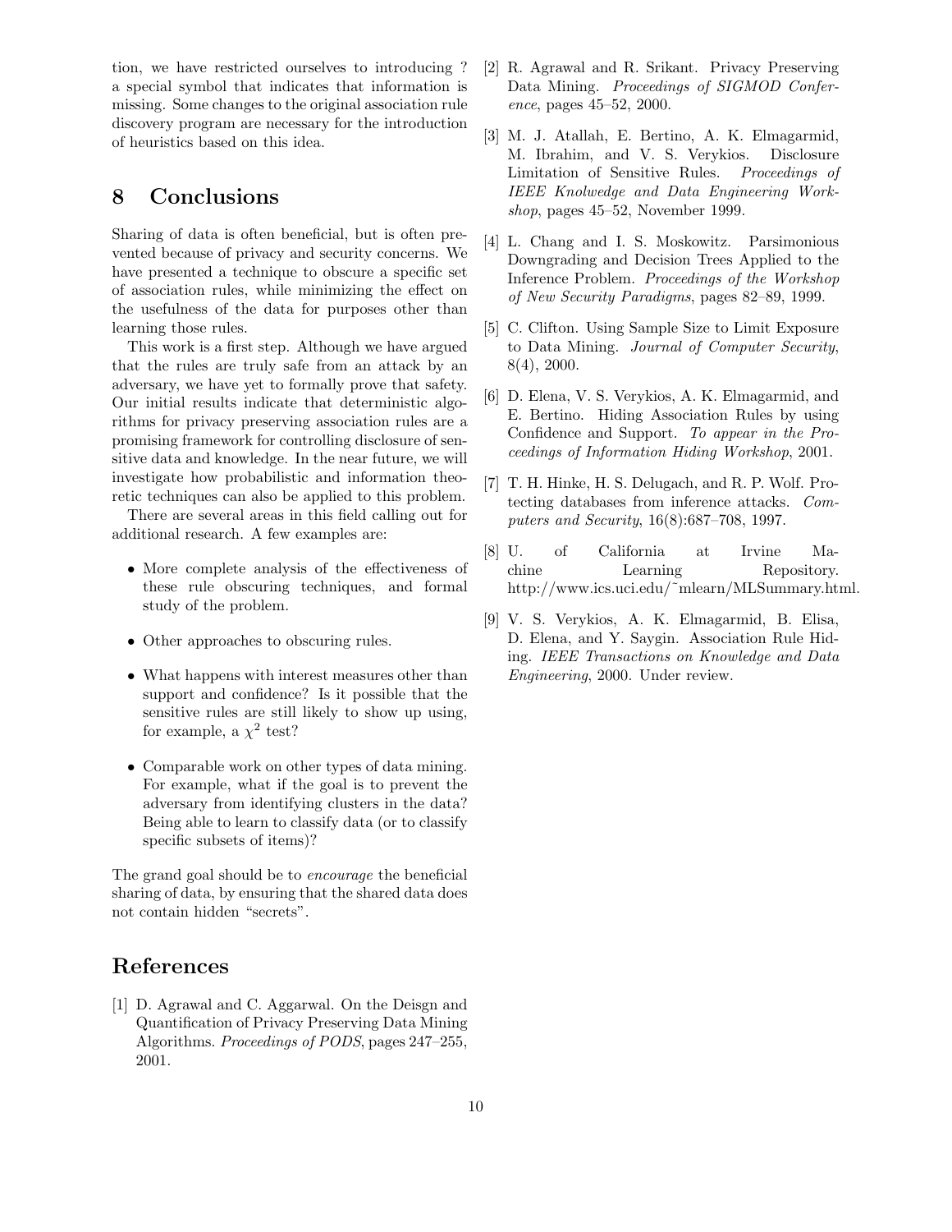tion, we have restricted ourselves to introducing ? a special symbol that indicates that information is missing. Some changes to the original association rule discovery program are necessary for the introduction of heuristics based on this idea.

## 8 Conclusions

Sharing of data is often beneficial, but is often prevented because of privacy and security concerns. We have presented a technique to obscure a specific set of association rules, while minimizing the effect on the usefulness of the data for purposes other than learning those rules.

This work is a first step. Although we have argued that the rules are truly safe from an attack by an adversary, we have yet to formally prove that safety. Our initial results indicate that deterministic algorithms for privacy preserving association rules are a promising framework for controlling disclosure of sensitive data and knowledge. In the near future, we will investigate how probabilistic and information theoretic techniques can also be applied to this problem.

There are several areas in this field calling out for additional research. A few examples are:

- More complete analysis of the effectiveness of these rule obscuring techniques, and formal study of the problem.
- Other approaches to obscuring rules.
- What happens with interest measures other than support and confidence? Is it possible that the sensitive rules are still likely to show up using, for example, a $\chi^2$ test?
- Comparable work on other types of data mining. For example, what if the goal is to prevent the adversary from identifying clusters in the data? Being able to learn to classify data (or to classify specific subsets of items)?

The grand goal should be to *encourage* the beneficial sharing of data, by ensuring that the shared data does not contain hidden "secrets".

## References

[1] D. Agrawal and C. Aggarwal. On the Deisgn and Quantification of Privacy Preserving Data Mining Algorithms. *Proceedings of PODS*, pages 247–255, 2001.

[2] R. Agrawal and R. Srikant. Privacy Preserving Data Mining. *Proceedings of SIGMOD Conference*, pages 45–52, 2000.

[3] M. J. Atallah, E. Bertino, A. K. Elmagarmid, M. Ibrahim, and V. S. Verykios. Disclosure Limitation of Sensitive Rules. *Proceedings of IEEE Knolwedge and Data Engineering Workshop*, pages 45–52, November 1999.

[4] L. Chang and I. S. Moskowitz. Parsimonious Downgrading and Decision Trees Applied to the Inference Problem. *Proceedings of the Workshop of New Security Paradigms*, pages 82–89, 1999.

[5] C. Clifton. Using Sample Size to Limit Exposure to Data Mining. *Journal of Computer Security*, 8(4), 2000.

[6] D. Elena, V. S. Verykios, A. K. Elmagarmid, and E. Bertino. Hiding Association Rules by using Confidence and Support. *To appear in the Proceedings of Information Hiding Workshop*, 2001.

[7] T. H. Hinke, H. S. Delugach, and R. P. Wolf. Protecting databases from inference attacks. *Computers and Security*, 16(8):687–708, 1997.

[8] U. of California at Irvine Machine Learning Repository. http://www.ics.uci.edu/˜mlearn/MLSummary.html.

[9] V. S. Verykios, A. K. Elmagarmid, B. Elisa, D. Elena, and Y. Saygin. Association Rule Hiding. *IEEE Transactions on Knowledge and Data Engineering*, 2000. Under review.